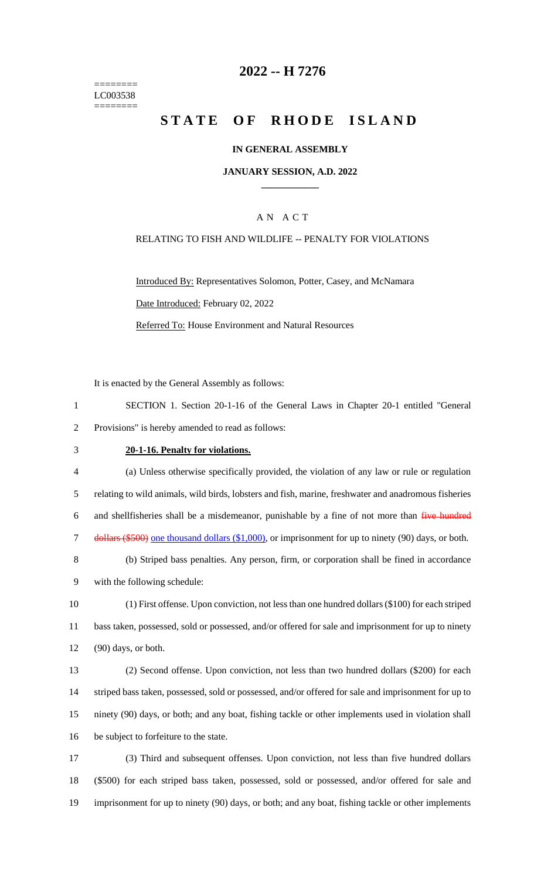========
LC003538
========

# 2022 -- H 7276

# STATE OF RHODE ISLAND

**IN GENERAL ASSEMBLY**

**JANUARY SESSION, A.D. 2022**

A N A C T

RELATING TO FISH AND WILDLIFE -- PENALTY FOR VIOLATIONS

Introduced By: Representatives Solomon, Potter, Casey, and McNamara

Date Introduced: February 02, 2022

Referred To: House Environment and Natural Resources

It is enacted by the General Assembly as follows:

1 SECTION 1. Section 20-1-16 of the General Laws in Chapter 20-1 entitled "General
2 Provisions" is hereby amended to read as follows:

3 **20-1-16. Penalty for violations.**

4 (a) Unless otherwise specifically provided, the violation of any law or rule or regulation
5 relating to wild animals, wild birds, lobsters and fish, marine, freshwater and anadromous fisheries
6 and shellfisheries shall be a misdemeanor, punishable by a fine of not more than ~~five hundred~~
7 ~~dollars ($500)~~ one thousand dollars ($1,000), or imprisonment for up to ninety (90) days, or both.

8 (b) Striped bass penalties. Any person, firm, or corporation shall be fined in accordance
9 with the following schedule:

10 (1) First offense. Upon conviction, not less than one hundred dollars ($100) for each striped
11 bass taken, possessed, sold or possessed, and/or offered for sale and imprisonment for up to ninety
12 (90) days, or both.

13 (2) Second offense. Upon conviction, not less than two hundred dollars ($200) for each
14 striped bass taken, possessed, sold or possessed, and/or offered for sale and imprisonment for up to
15 ninety (90) days, or both; and any boat, fishing tackle or other implements used in violation shall
16 be subject to forfeiture to the state.

17 (3) Third and subsequent offenses. Upon conviction, not less than five hundred dollars
18 ($500) for each striped bass taken, possessed, sold or possessed, and/or offered for sale and
19 imprisonment for up to ninety (90) days, or both; and any boat, fishing tackle or other implements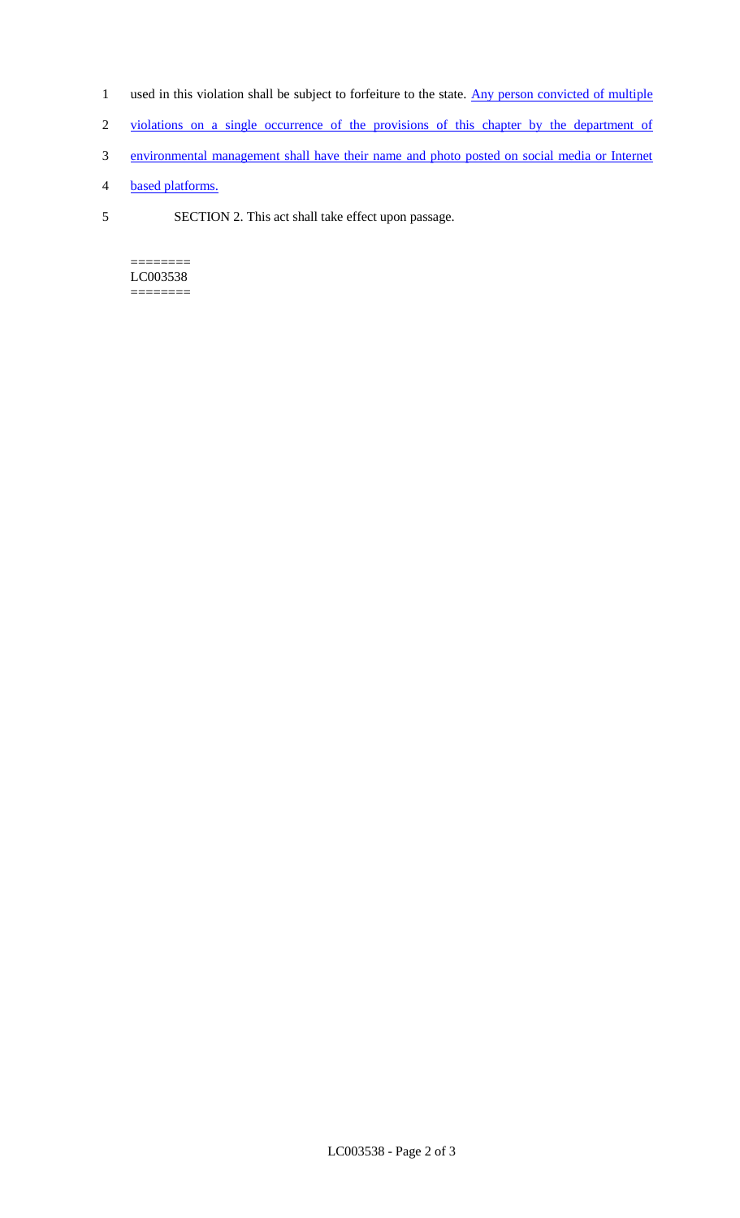used in this violation shall be subject to forfeiture to the state. Any person convicted of multiple violations on a single occurrence of the provisions of this chapter by the department of environmental management shall have their name and photo posted on social media or Internet based platforms.

SECTION 2. This act shall take effect upon passage.

========
LC003538
========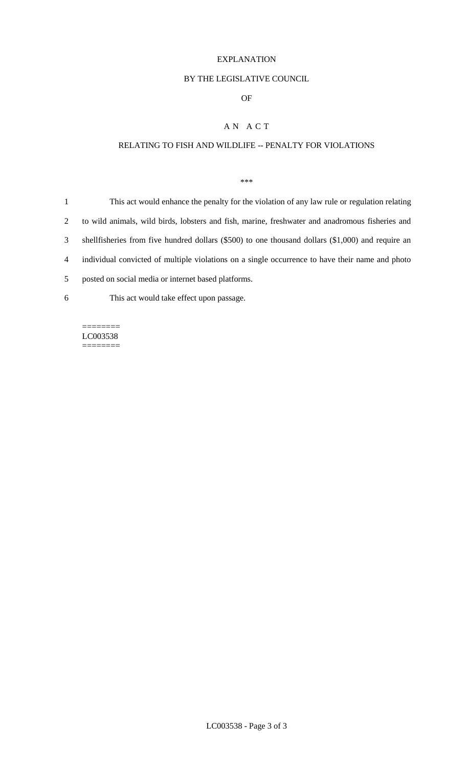EXPLANATION

BY THE LEGISLATIVE COUNCIL

OF

A N A C T

RELATING TO FISH AND WILDLIFE -- PENALTY FOR VIOLATIONS

\*\*\*

This act would enhance the penalty for the violation of any law rule or regulation relating to wild animals, wild birds, lobsters and fish, marine, freshwater and anadromous fisheries and shellfisheries from five hundred dollars ($500) to one thousand dollars ($1,000) and require an individual convicted of multiple violations on a single occurrence to have their name and photo posted on social media or internet based platforms.

This act would take effect upon passage.

========
LC003538
========